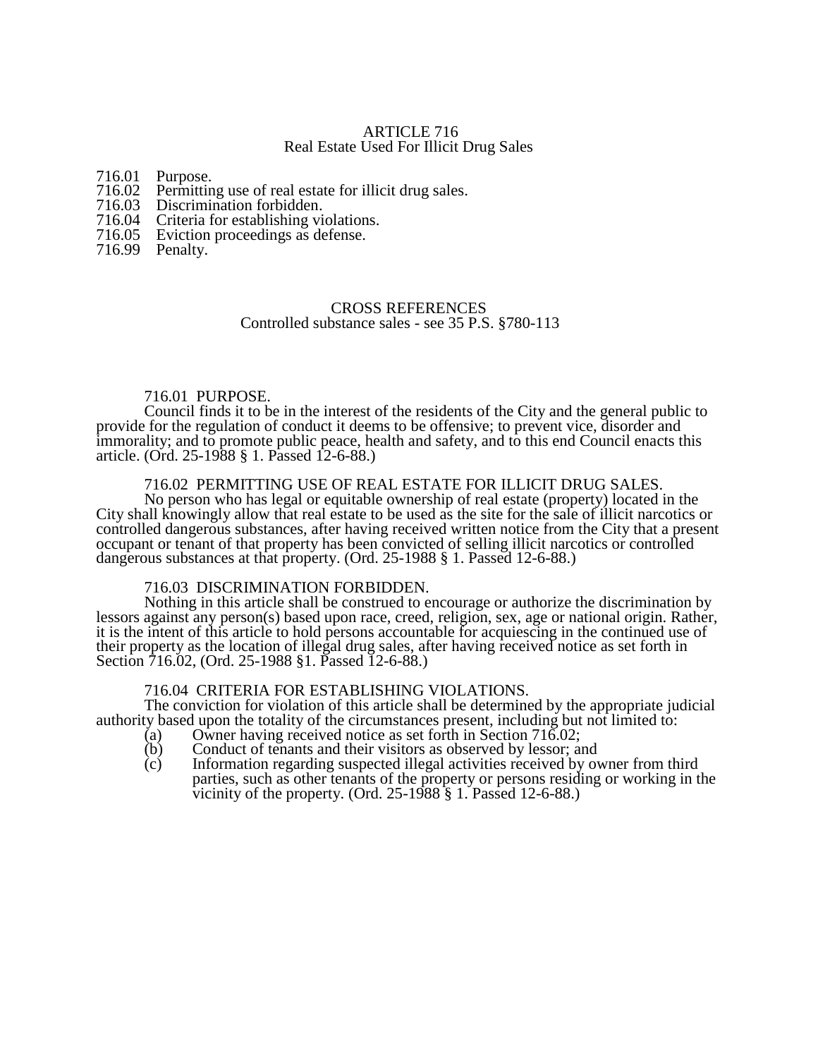# ARTICLE 716
## Real Estate Used For Illicit Drug Sales

716.01 Purpose.
716.02 Permitting use of real estate for illicit drug sales.
716.03 Discrimination forbidden.
716.04 Criteria for establishing violations.
716.05 Eviction proceedings as defense.
716.99 Penalty.

CROSS REFERENCES
Controlled substance sales - see 35 P.S. §780-113

### 716.01 PURPOSE.

Council finds it to be in the interest of the residents of the City and the general public to provide for the regulation of conduct it deems to be offensive; to prevent vice, disorder and immorality; and to promote public peace, health and safety, and to this end Council enacts this article. (Ord. 25-1988 § 1. Passed 12-6-88.)

### 716.02 PERMITTING USE OF REAL ESTATE FOR ILLICIT DRUG SALES.

No person who has legal or equitable ownership of real estate (property) located in the City shall knowingly allow that real estate to be used as the site for the sale of illicit narcotics or controlled dangerous substances, after having received written notice from the City that a present occupant or tenant of that property has been convicted of selling illicit narcotics or controlled dangerous substances at that property. (Ord. 25-1988 § 1. Passed 12-6-88.)

### 716.03 DISCRIMINATION FORBIDDEN.

Nothing in this article shall be construed to encourage or authorize the discrimination by lessors against any person(s) based upon race, creed, religion, sex, age or national origin. Rather, it is the intent of this article to hold persons accountable for acquiescing in the continued use of their property as the location of illegal drug sales, after having received notice as set forth in Section 716.02, (Ord. 25-1988 §1. Passed 12-6-88.)

### 716.04 CRITERIA FOR ESTABLISHING VIOLATIONS.

The conviction for violation of this article shall be determined by the appropriate judicial authority based upon the totality of the circumstances present, including but not limited to:

(a) Owner having received notice as set forth in Section 716.02;
(b) Conduct of tenants and their visitors as observed by lessor; and
(c) Information regarding suspected illegal activities received by owner from third parties, such as other tenants of the property or persons residing or working in the vicinity of the property. (Ord. 25-1988 § 1. Passed 12-6-88.)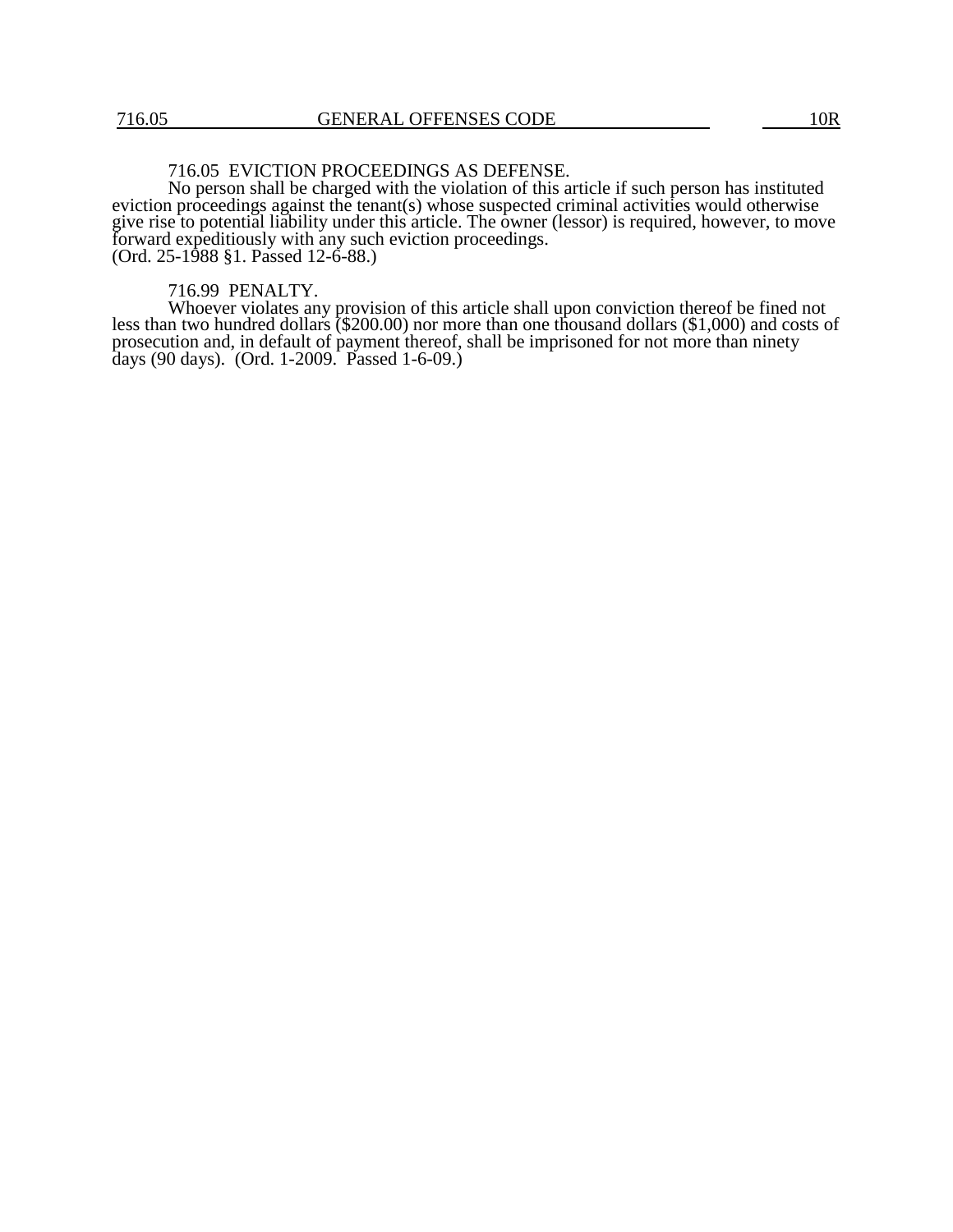### 716.05 EVICTION PROCEEDINGS AS DEFENSE.

No person shall be charged with the violation of this article if such person has instituted eviction proceedings against the tenant(s) whose suspected criminal activities would otherwise give rise to potential liability under this article. The owner (lessor) is required, however, to move forward expeditiously with any such eviction proceedings.
(Ord. 25-1988 §1. Passed 12-6-88.)

### 716.99 PENALTY.

Whoever violates any provision of this article shall upon conviction thereof be fined not less than two hundred dollars ($200.00) nor more than one thousand dollars ($1,000) and costs of prosecution and, in default of payment thereof, shall be imprisoned for not more than ninety days (90 days). (Ord. 1-2009. Passed 1-6-09.)